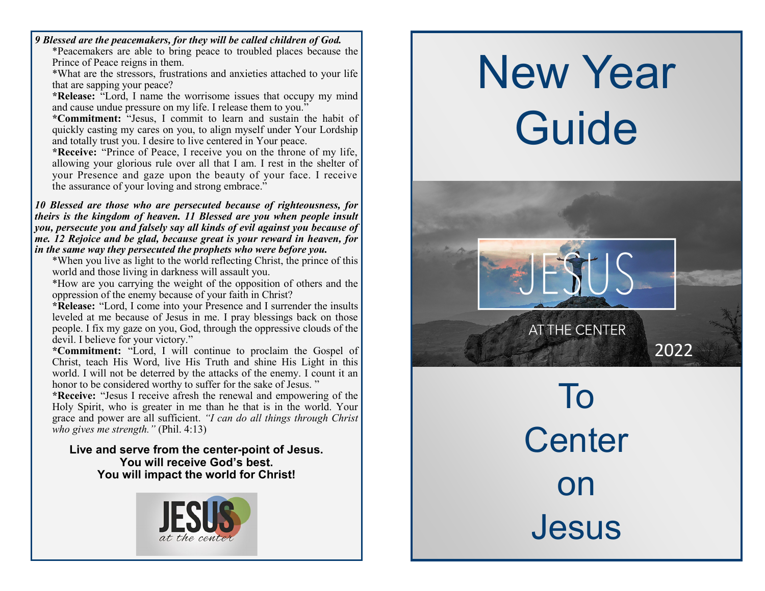***9 Blessed are the peacemakers, for they will be called children of God.***

*Peacemakers are able to bring peace to troubled places because the Prince of Peace reigns in them.

*What are the stressors, frustrations and anxieties attached to your life that are sapping your peace?

**\*Release:** "Lord, I name the worrisome issues that occupy my mind and cause undue pressure on my life. I release them to you."

**\*Commitment:** "Jesus, I commit to learn and sustain the habit of quickly casting my cares on you, to align myself under Your Lordship and totally trust you. I desire to live centered in Your peace.

**\*Receive:** "Prince of Peace, I receive you on the throne of my life, allowing your glorious rule over all that I am. I rest in the shelter of your Presence and gaze upon the beauty of your face. I receive the assurance of your loving and strong embrace."

***10 Blessed are those who are persecuted because of righteousness, for theirs is the kingdom of heaven. 11 Blessed are you when people insult you, persecute you and falsely say all kinds of evil against you because of me. 12 Rejoice and be glad, because great is your reward in heaven, for in the same way they persecuted the prophets who were before you.***

*When you live as light to the world reflecting Christ, the prince of this world and those living in darkness will assault you.

*How are you carrying the weight of the opposition of others and the oppression of the enemy because of your faith in Christ?

**\*Release:** "Lord, I come into your Presence and I surrender the insults leveled at me because of Jesus in me. I pray blessings back on those people. I fix my gaze on you, God, through the oppressive clouds of the devil. I believe for your victory."

**\*Commitment:** "Lord, I will continue to proclaim the Gospel of Christ, teach His Word, live His Truth and shine His Light in this world. I will not be deterred by the attacks of the enemy. I count it an honor to be considered worthy to suffer for the sake of Jesus. "

**\*Receive:** "Jesus I receive afresh the renewal and empowering of the Holy Spirit, who is greater in me than he that is in the world. Your grace and power are all sufficient. *"I can do all things through Christ who gives me strength."* (Phil. 4:13)

**Live and serve from the center-point of Jesus.**
**You will receive God's best.**
**You will impact the world for Christ!**

JESUS *at the center*

# New Year Guide

JESUS AT THE CENTER 2022

# To Center on Jesus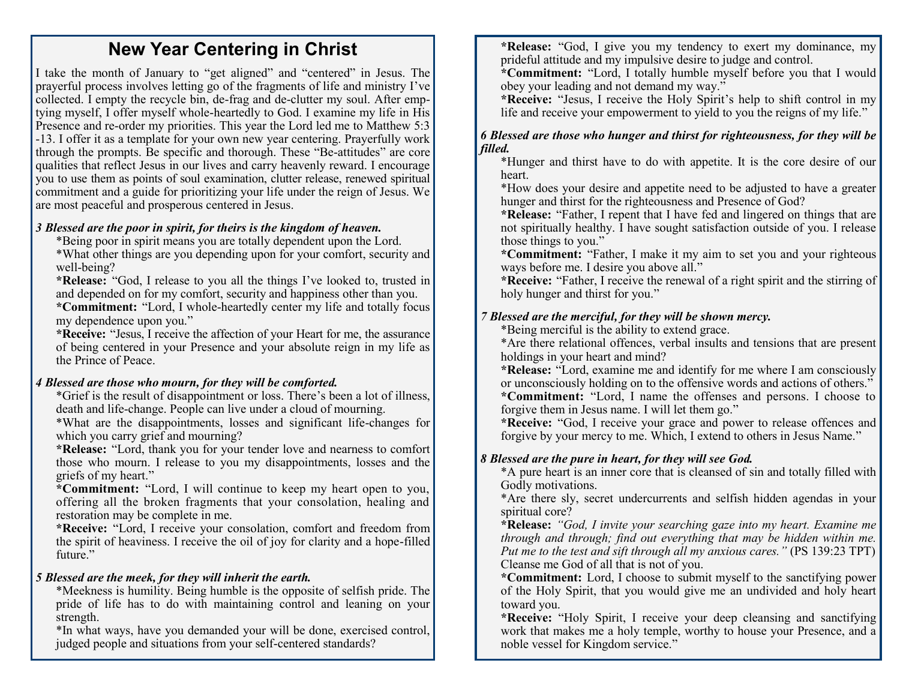# New Year Centering in Christ

I take the month of January to "get aligned" and "centered" in Jesus. The prayerful process involves letting go of the fragments of life and ministry I've collected. I empty the recycle bin, de-frag and de-clutter my soul. After emptying myself, I offer myself whole-heartedly to God. I examine my life in His Presence and re-order my priorities. This year the Lord led me to Matthew 5:3-13. I offer it as a template for your own new year centering. Prayerfully work through the prompts. Be specific and thorough. These "Be-attitudes" are core qualities that reflect Jesus in our lives and carry heavenly reward. I encourage you to use them as points of soul examination, clutter release, renewed spiritual commitment and a guide for prioritizing your life under the reign of Jesus. We are most peaceful and prosperous centered in Jesus.

***3 Blessed are the poor in spirit, for theirs is the kingdom of heaven.***

*Being poor in spirit means you are totally dependent upon the Lord.

*What other things are you depending upon for your comfort, security and well-being?

***Release:** "God, I release to you all the things I've looked to, trusted in and depended on for my comfort, security and happiness other than you.

***Commitment:** "Lord, I whole-heartedly center my life and totally focus my dependence upon you."

***Receive:** "Jesus, I receive the affection of your Heart for me, the assurance of being centered in your Presence and your absolute reign in my life as the Prince of Peace.

***4 Blessed are those who mourn, for they will be comforted.***

*Grief is the result of disappointment or loss. There's been a lot of illness, death and life-change. People can live under a cloud of mourning.

*What are the disappointments, losses and significant life-changes for which you carry grief and mourning?

***Release:** "Lord, thank you for your tender love and nearness to comfort those who mourn. I release to you my disappointments, losses and the griefs of my heart."

***Commitment:** "Lord, I will continue to keep my heart open to you, offering all the broken fragments that your consolation, healing and restoration may be complete in me.

***Receive:** "Lord, I receive your consolation, comfort and freedom from the spirit of heaviness. I receive the oil of joy for clarity and a hope-filled future."

***5 Blessed are the meek, for they will inherit the earth.***

*Meekness is humility. Being humble is the opposite of selfish pride. The pride of life has to do with maintaining control and leaning on your strength.

*In what ways, have you demanded your will be done, exercised control, judged people and situations from your self-centered standards?

***Release:** "God, I give you my tendency to exert my dominance, my prideful attitude and my impulsive desire to judge and control.

***Commitment:** "Lord, I totally humble myself before you that I would obey your leading and not demand my way."

***Receive:** "Jesus, I receive the Holy Spirit's help to shift control in my life and receive your empowerment to yield to you the reigns of my life."

***6 Blessed are those who hunger and thirst for righteousness, for they will be filled.***

*Hunger and thirst have to do with appetite. It is the core desire of our heart.

*How does your desire and appetite need to be adjusted to have a greater hunger and thirst for the righteousness and Presence of God?

***Release:** "Father, I repent that I have fed and lingered on things that are not spiritually healthy. I have sought satisfaction outside of you. I release those things to you."

***Commitment:** "Father, I make it my aim to set you and your righteous ways before me. I desire you above all."

***Receive:** "Father, I receive the renewal of a right spirit and the stirring of holy hunger and thirst for you."

***7 Blessed are the merciful, for they will be shown mercy.***

*Being merciful is the ability to extend grace.

*Are there relational offences, verbal insults and tensions that are present holdings in your heart and mind?

***Release:** "Lord, examine me and identify for me where I am consciously or unconsciously holding on to the offensive words and actions of others."

***Commitment:** "Lord, I name the offenses and persons. I choose to forgive them in Jesus name. I will let them go."

***Receive:** "God, I receive your grace and power to release offences and forgive by your mercy to me. Which, I extend to others in Jesus Name."

***8 Blessed are the pure in heart, for they will see God.***

*A pure heart is an inner core that is cleansed of sin and totally filled with Godly motivations.

*Are there sly, secret undercurrents and selfish hidden agendas in your spiritual core?

***Release:** *"God, I invite your searching gaze into my heart. Examine me through and through; find out everything that may be hidden within me. Put me to the test and sift through all my anxious cares."* (PS 139:23 TPT) Cleanse me God of all that is not of you.

***Commitment:** Lord, I choose to submit myself to the sanctifying power of the Holy Spirit, that you would give me an undivided and holy heart toward you.

***Receive:** "Holy Spirit, I receive your deep cleansing and sanctifying work that makes me a holy temple, worthy to house your Presence, and a noble vessel for Kingdom service."